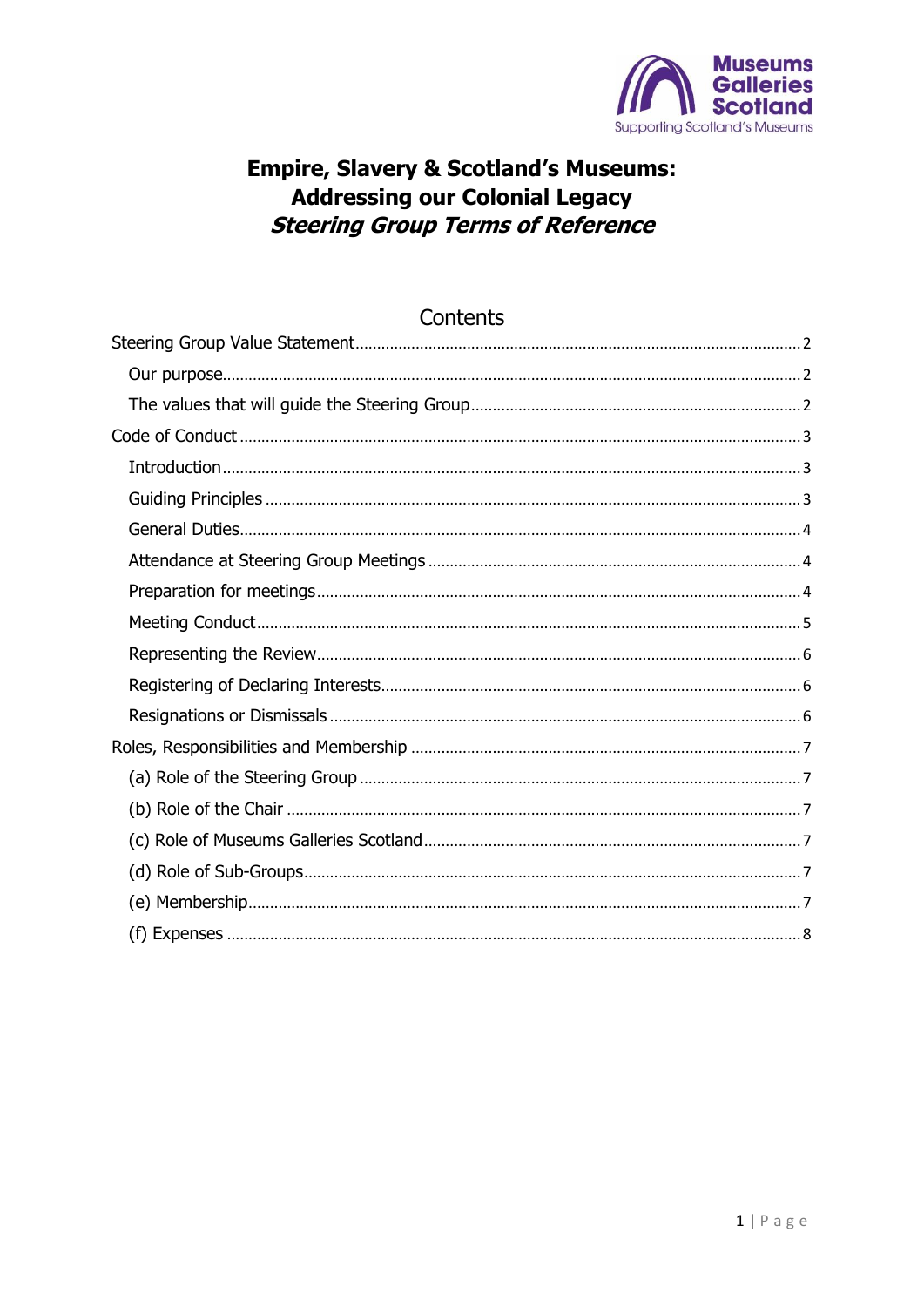Museums Galleries Scotland
Supporting Scotland's Museums

# Empire, Slavery & Scotland's Museums: Addressing our Colonial Legacy

## *Steering Group Terms of Reference*

## Contents

- Steering Group Value Statement ..... 2
  - Our purpose ..... 2
  - The values that will guide the Steering Group ..... 2
- Code of Conduct ..... 3
  - Introduction ..... 3
  - Guiding Principles ..... 3
  - General Duties ..... 4
  - Attendance at Steering Group Meetings ..... 4
  - Preparation for meetings ..... 4
  - Meeting Conduct ..... 5
  - Representing the Review ..... 6
  - Registering of Declaring Interests ..... 6
  - Resignations or Dismissals ..... 6
- Roles, Responsibilities and Membership ..... 7
  - (a) Role of the Steering Group ..... 7
  - (b) Role of the Chair ..... 7
  - (c) Role of Museums Galleries Scotland ..... 7
  - (d) Role of Sub-Groups ..... 7
  - (e) Membership ..... 7
  - (f) Expenses ..... 8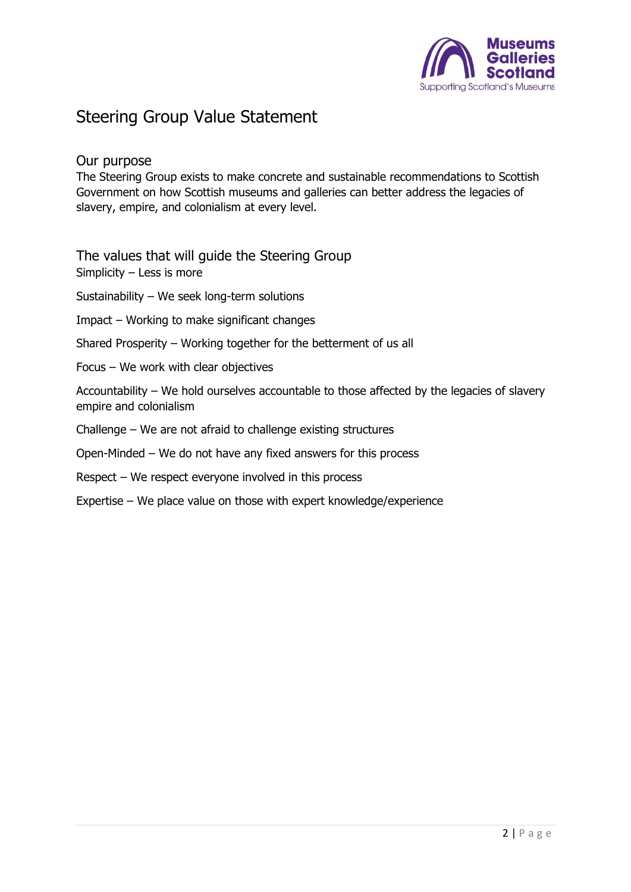# Steering Group Value Statement

## Our purpose

The Steering Group exists to make concrete and sustainable recommendations to Scottish Government on how Scottish museums and galleries can better address the legacies of slavery, empire, and colonialism at every level.

## The values that will guide the Steering Group

Simplicity – Less is more

Sustainability – We seek long-term solutions

Impact – Working to make significant changes

Shared Prosperity – Working together for the betterment of us all

Focus – We work with clear objectives

Accountability – We hold ourselves accountable to those affected by the legacies of slavery empire and colonialism

Challenge – We are not afraid to challenge existing structures

Open-Minded – We do not have any fixed answers for this process

Respect – We respect everyone involved in this process

Expertise – We place value on those with expert knowledge/experience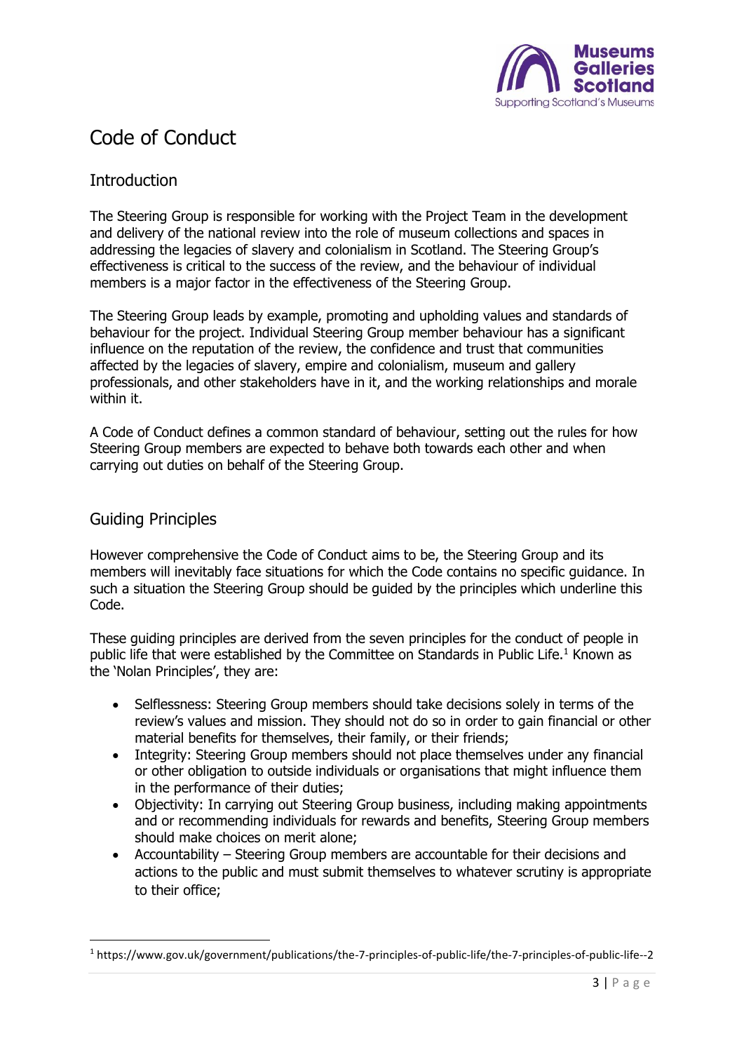# Code of Conduct

## Introduction

The Steering Group is responsible for working with the Project Team in the development and delivery of the national review into the role of museum collections and spaces in addressing the legacies of slavery and colonialism in Scotland. The Steering Group's effectiveness is critical to the success of the review, and the behaviour of individual members is a major factor in the effectiveness of the Steering Group.

The Steering Group leads by example, promoting and upholding values and standards of behaviour for the project. Individual Steering Group member behaviour has a significant influence on the reputation of the review, the confidence and trust that communities affected by the legacies of slavery, empire and colonialism, museum and gallery professionals, and other stakeholders have in it, and the working relationships and morale within it.

A Code of Conduct defines a common standard of behaviour, setting out the rules for how Steering Group members are expected to behave both towards each other and when carrying out duties on behalf of the Steering Group.

## Guiding Principles

However comprehensive the Code of Conduct aims to be, the Steering Group and its members will inevitably face situations for which the Code contains no specific guidance. In such a situation the Steering Group should be guided by the principles which underline this Code.

These guiding principles are derived from the seven principles for the conduct of people in public life that were established by the Committee on Standards in Public Life.[1] Known as the 'Nolan Principles', they are:

- Selflessness: Steering Group members should take decisions solely in terms of the review's values and mission. They should not do so in order to gain financial or other material benefits for themselves, their family, or their friends;
- Integrity: Steering Group members should not place themselves under any financial or other obligation to outside individuals or organisations that might influence them in the performance of their duties;
- Objectivity: In carrying out Steering Group business, including making appointments and or recommending individuals for rewards and benefits, Steering Group members should make choices on merit alone;
- Accountability – Steering Group members are accountable for their decisions and actions to the public and must submit themselves to whatever scrutiny is appropriate to their office;

[1] https://www.gov.uk/government/publications/the-7-principles-of-public-life/the-7-principles-of-public-life--2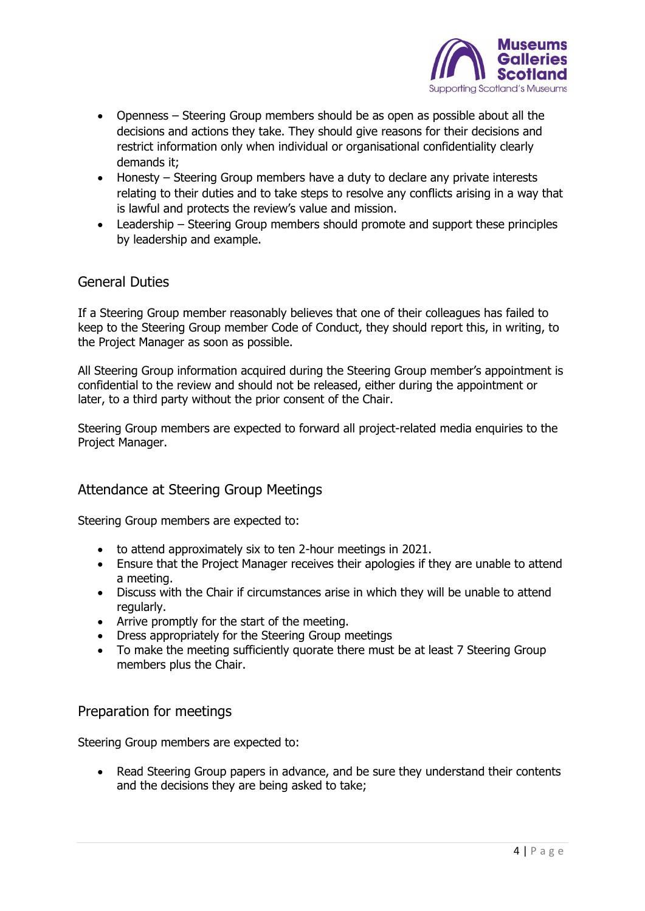- Openness – Steering Group members should be as open as possible about all the decisions and actions they take. They should give reasons for their decisions and restrict information only when individual or organisational confidentiality clearly demands it;
- Honesty – Steering Group members have a duty to declare any private interests relating to their duties and to take steps to resolve any conflicts arising in a way that is lawful and protects the review's value and mission.
- Leadership – Steering Group members should promote and support these principles by leadership and example.

## General Duties

If a Steering Group member reasonably believes that one of their colleagues has failed to keep to the Steering Group member Code of Conduct, they should report this, in writing, to the Project Manager as soon as possible.

All Steering Group information acquired during the Steering Group member's appointment is confidential to the review and should not be released, either during the appointment or later, to a third party without the prior consent of the Chair.

Steering Group members are expected to forward all project-related media enquiries to the Project Manager.

## Attendance at Steering Group Meetings

Steering Group members are expected to:

- to attend approximately six to ten 2-hour meetings in 2021.
- Ensure that the Project Manager receives their apologies if they are unable to attend a meeting.
- Discuss with the Chair if circumstances arise in which they will be unable to attend regularly.
- Arrive promptly for the start of the meeting.
- Dress appropriately for the Steering Group meetings
- To make the meeting sufficiently quorate there must be at least 7 Steering Group members plus the Chair.

## Preparation for meetings

Steering Group members are expected to:

- Read Steering Group papers in advance, and be sure they understand their contents and the decisions they are being asked to take;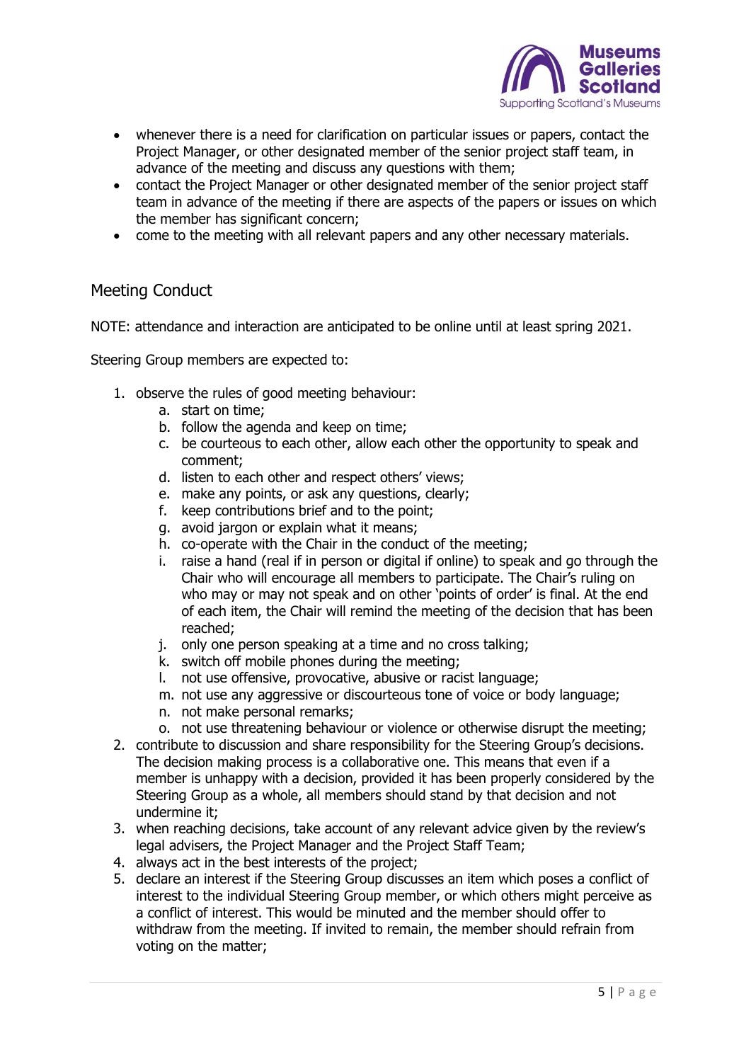- whenever there is a need for clarification on particular issues or papers, contact the Project Manager, or other designated member of the senior project staff team, in advance of the meeting and discuss any questions with them;
- contact the Project Manager or other designated member of the senior project staff team in advance of the meeting if there are aspects of the papers or issues on which the member has significant concern;
- come to the meeting with all relevant papers and any other necessary materials.

## Meeting Conduct

NOTE: attendance and interaction are anticipated to be online until at least spring 2021.

Steering Group members are expected to:

1. observe the rules of good meeting behaviour:
    a. start on time;
    b. follow the agenda and keep on time;
    c. be courteous to each other, allow each other the opportunity to speak and comment;
    d. listen to each other and respect others' views;
    e. make any points, or ask any questions, clearly;
    f. keep contributions brief and to the point;
    g. avoid jargon or explain what it means;
    h. co-operate with the Chair in the conduct of the meeting;
    i. raise a hand (real if in person or digital if online) to speak and go through the Chair who will encourage all members to participate. The Chair's ruling on who may or may not speak and on other 'points of order' is final. At the end of each item, the Chair will remind the meeting of the decision that has been reached;
    j. only one person speaking at a time and no cross talking;
    k. switch off mobile phones during the meeting;
    l. not use offensive, provocative, abusive or racist language;
    m. not use any aggressive or discourteous tone of voice or body language;
    n. not make personal remarks;
    o. not use threatening behaviour or violence or otherwise disrupt the meeting;
2. contribute to discussion and share responsibility for the Steering Group's decisions. The decision making process is a collaborative one. This means that even if a member is unhappy with a decision, provided it has been properly considered by the Steering Group as a whole, all members should stand by that decision and not undermine it;
3. when reaching decisions, take account of any relevant advice given by the review's legal advisers, the Project Manager and the Project Staff Team;
4. always act in the best interests of the project;
5. declare an interest if the Steering Group discusses an item which poses a conflict of interest to the individual Steering Group member, or which others might perceive as a conflict of interest. This would be minuted and the member should offer to withdraw from the meeting. If invited to remain, the member should refrain from voting on the matter;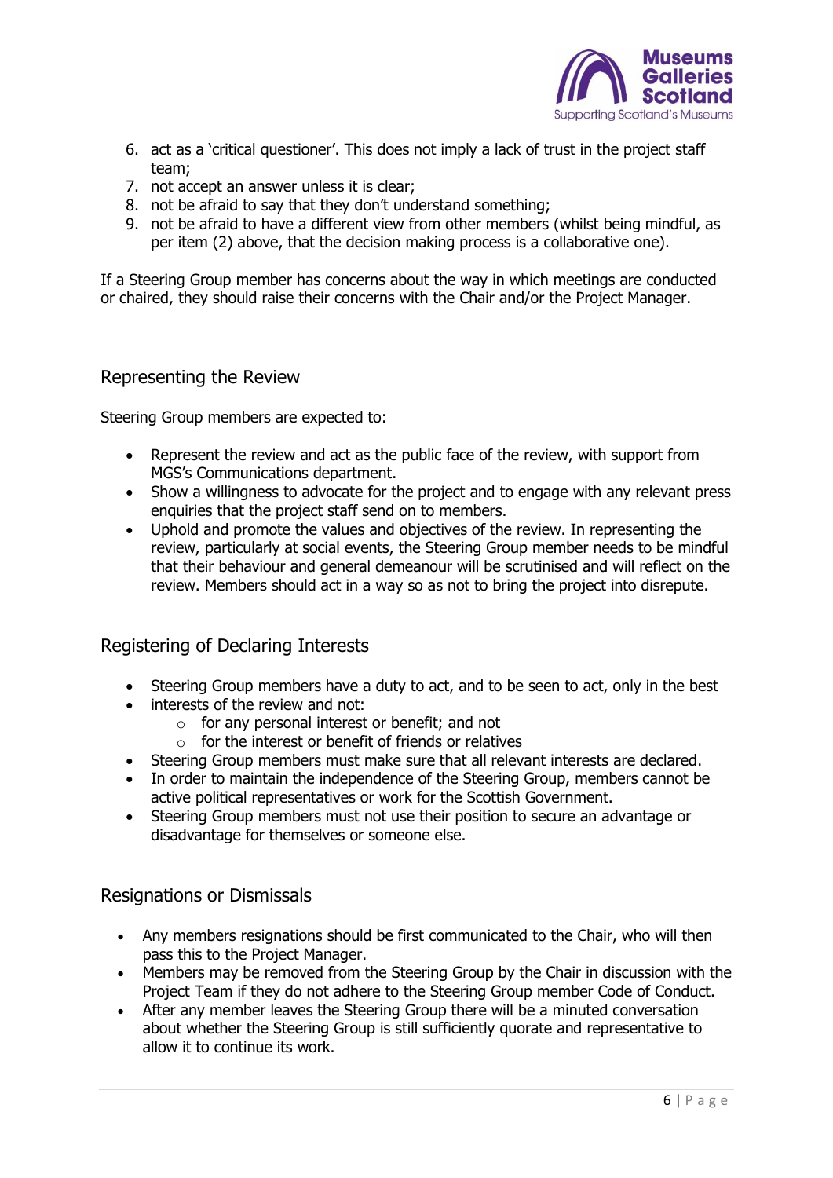6. act as a 'critical questioner'. This does not imply a lack of trust in the project staff team;
7. not accept an answer unless it is clear;
8. not be afraid to say that they don't understand something;
9. not be afraid to have a different view from other members (whilst being mindful, as per item (2) above, that the decision making process is a collaborative one).

If a Steering Group member has concerns about the way in which meetings are conducted or chaired, they should raise their concerns with the Chair and/or the Project Manager.

## Representing the Review

Steering Group members are expected to:

- Represent the review and act as the public face of the review, with support from MGS's Communications department.
- Show a willingness to advocate for the project and to engage with any relevant press enquiries that the project staff send on to members.
- Uphold and promote the values and objectives of the review. In representing the review, particularly at social events, the Steering Group member needs to be mindful that their behaviour and general demeanour will be scrutinised and will reflect on the review. Members should act in a way so as not to bring the project into disrepute.

## Registering of Declaring Interests

- Steering Group members have a duty to act, and to be seen to act, only in the best
- interests of the review and not:
    - for any personal interest or benefit; and not
    - for the interest or benefit of friends or relatives
- Steering Group members must make sure that all relevant interests are declared.
- In order to maintain the independence of the Steering Group, members cannot be active political representatives or work for the Scottish Government.
- Steering Group members must not use their position to secure an advantage or disadvantage for themselves or someone else.

## Resignations or Dismissals

- Any members resignations should be first communicated to the Chair, who will then pass this to the Project Manager.
- Members may be removed from the Steering Group by the Chair in discussion with the Project Team if they do not adhere to the Steering Group member Code of Conduct.
- After any member leaves the Steering Group there will be a minuted conversation about whether the Steering Group is still sufficiently quorate and representative to allow it to continue its work.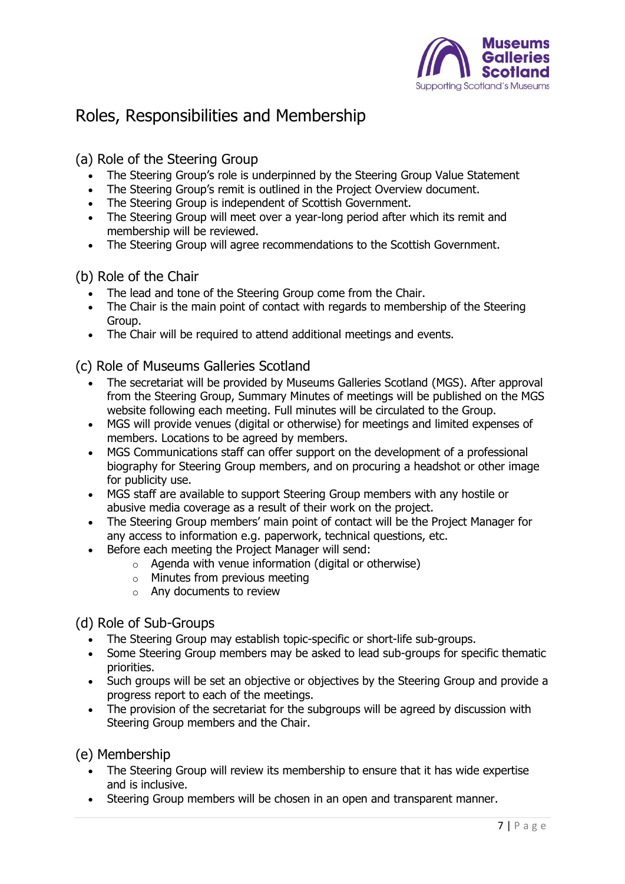# Roles, Responsibilities and Membership

## (a) Role of the Steering Group

- The Steering Group's role is underpinned by the Steering Group Value Statement
- The Steering Group's remit is outlined in the Project Overview document.
- The Steering Group is independent of Scottish Government.
- The Steering Group will meet over a year-long period after which its remit and membership will be reviewed.
- The Steering Group will agree recommendations to the Scottish Government.

## (b) Role of the Chair

- The lead and tone of the Steering Group come from the Chair.
- The Chair is the main point of contact with regards to membership of the Steering Group.
- The Chair will be required to attend additional meetings and events.

## (c) Role of Museums Galleries Scotland

- The secretariat will be provided by Museums Galleries Scotland (MGS). After approval from the Steering Group, Summary Minutes of meetings will be published on the MGS website following each meeting. Full minutes will be circulated to the Group.
- MGS will provide venues (digital or otherwise) for meetings and limited expenses of members. Locations to be agreed by members.
- MGS Communications staff can offer support on the development of a professional biography for Steering Group members, and on procuring a headshot or other image for publicity use.
- MGS staff are available to support Steering Group members with any hostile or abusive media coverage as a result of their work on the project.
- The Steering Group members' main point of contact will be the Project Manager for any access to information e.g. paperwork, technical questions, etc.
- Before each meeting the Project Manager will send:
  - Agenda with venue information (digital or otherwise)
  - Minutes from previous meeting
  - Any documents to review

## (d) Role of Sub-Groups

- The Steering Group may establish topic-specific or short-life sub-groups.
- Some Steering Group members may be asked to lead sub-groups for specific thematic priorities.
- Such groups will be set an objective or objectives by the Steering Group and provide a progress report to each of the meetings.
- The provision of the secretariat for the subgroups will be agreed by discussion with Steering Group members and the Chair.

## (e) Membership

- The Steering Group will review its membership to ensure that it has wide expertise and is inclusive.
- Steering Group members will be chosen in an open and transparent manner.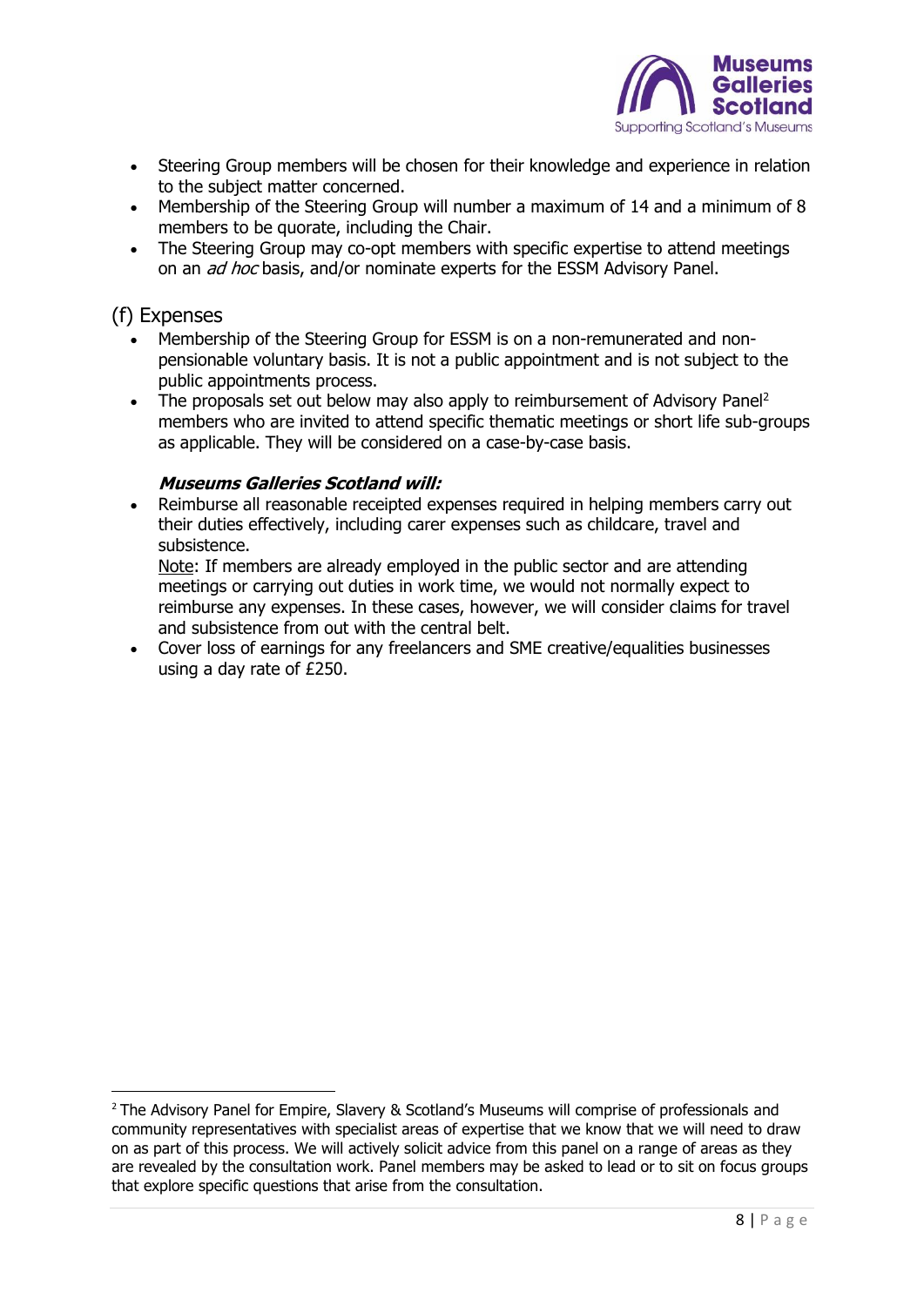- Steering Group members will be chosen for their knowledge and experience in relation to the subject matter concerned.
- Membership of the Steering Group will number a maximum of 14 and a minimum of 8 members to be quorate, including the Chair.
- The Steering Group may co-opt members with specific expertise to attend meetings on an *ad hoc* basis, and/or nominate experts for the ESSM Advisory Panel.

## (f) Expenses

- Membership of the Steering Group for ESSM is on a non-remunerated and non-pensionable voluntary basis. It is not a public appointment and is not subject to the public appointments process.
- The proposals set out below may also apply to reimbursement of Advisory Panel[2] members who are invited to attend specific thematic meetings or short life sub-groups as applicable. They will be considered on a case-by-case basis.

***Museums Galleries Scotland will:***

- Reimburse all reasonable receipted expenses required in helping members carry out their duties effectively, including carer expenses such as childcare, travel and subsistence.
  Note: If members are already employed in the public sector and are attending meetings or carrying out duties in work time, we would not normally expect to reimburse any expenses. In these cases, however, we will consider claims for travel and subsistence from out with the central belt.
- Cover loss of earnings for any freelancers and SME creative/equalities businesses using a day rate of £250.

[2] The Advisory Panel for Empire, Slavery & Scotland's Museums will comprise of professionals and community representatives with specialist areas of expertise that we know that we will need to draw on as part of this process. We will actively solicit advice from this panel on a range of areas as they are revealed by the consultation work. Panel members may be asked to lead or to sit on focus groups that explore specific questions that arise from the consultation.